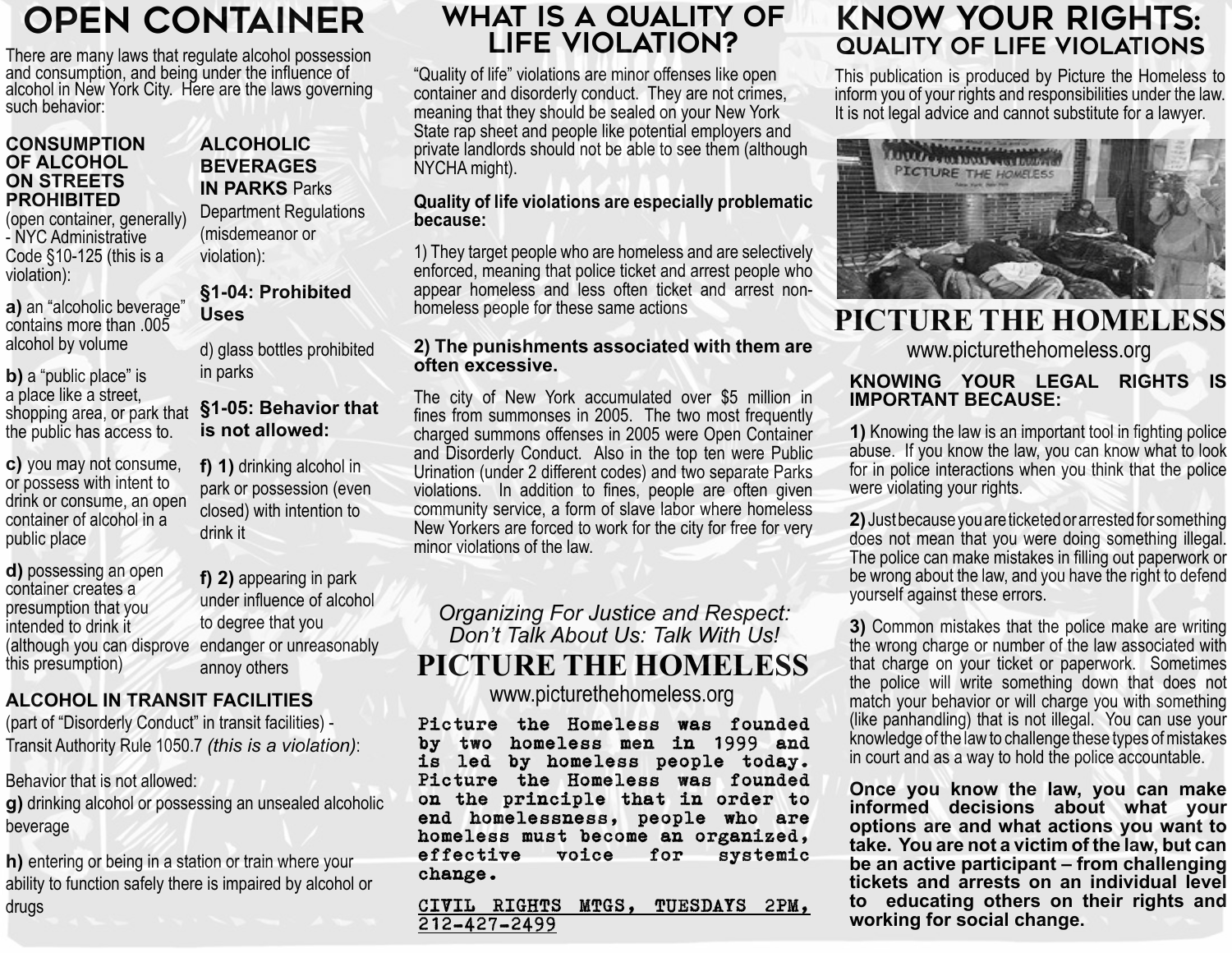# OPEN CONTAINER

There are many laws that regulate alcohol possession and consumption, and being under the influence of alcohol in New York City. Here are the laws governing such behavior:

**CONSUMPTION OF ALCOHOL ON STREETS PROHIBITED** (open container, generally) - NYC Administrative Code §10-125 (this is a violation):

**a)** an "alcoholic beverage" contains more than .005 alcohol by volume

**b)** a "public place" is a place like a street, shopping area, or park that the public has access to.

**c)** you may not consume, or possess with intent to drink or consume, an open container of alcohol in a public place

**d)** possessing an open container creates a presumption that you intended to drink it (although you can disprove this presumption)

**ALCOHOLIC BEVERAGES IN PARKS** Parks Department Regulations (misdemeanor or violation):

**§1-04: Prohibited Uses**

d) glass bottles prohibited in parks

**§1-05: Behavior that is not allowed:**

**f) 1)** drinking alcohol in park or possession (even closed) with intention to drink it

**f) 2)** appearing in park under influence of alcohol to degree that you endanger or unreasonably annoy others

**ALCOHOL IN TRANSIT FACILITIES**

(part of "Disorderly Conduct" in transit facilities) - Transit Authority Rule 1050.7 *(this is a violation)*:

Behavior that is not allowed:

**g)** drinking alcohol or possessing an unsealed alcoholic beverage

**h)** entering or being in a station or train where your ability to function safely there is impaired by alcohol or drugs

# WHAT IS A QUALITY OF LIFE VIOLATION?

"Quality of life" violations are minor offenses like open container and disorderly conduct. They are not crimes, meaning that they should be sealed on your New York State rap sheet and people like potential employers and private landlords should not be able to see them (although NYCHA might).

**Quality of life violations are especially problematic because:**

1) They target people who are homeless and are selectively enforced, meaning that police ticket and arrest people who appear homeless and less often ticket and arrest non-homeless people for these same actions

**2) The punishments associated with them are often excessive.**

The city of New York accumulated over $5 million in fines from summonses in 2005. The two most frequently charged summons offenses in 2005 were Open Container and Disorderly Conduct. Also in the top ten were Public Urination (under 2 different codes) and two separate Parks violations. In addition to fines, people are often given community service, a form of slave labor where homeless New Yorkers are forced to work for the city for free for very minor violations of the law.

*Organizing For Justice and Respect: Don't Talk About Us: Talk With Us!*

**PICTURE THE HOMELESS**

www.picturethehomeless.org

**Picture the Homeless was founded by two homeless men in 1999 and is led by homeless people today. Picture the Homeless was founded on the principle that in order to end homelessness, people who are homeless must become an organized, effective voice for systemic change.**

CIVIL RIGHTS MTGS, TUESDAYS 2PM, 212-427-2499

# KNOW YOUR RIGHTS: QUALITY OF LIFE VIOLATIONS

This publication is produced by Picture the Homeless to inform you of your rights and responsibilities under the law. It is not legal advice and cannot substitute for a lawyer.

**PICTURE THE HOMELESS**

www.picturethehomeless.org

**KNOWING YOUR LEGAL RIGHTS IS IMPORTANT BECAUSE:**

**1)** Knowing the law is an important tool in fighting police abuse. If you know the law, you can know what to look for in police interactions when you think that the police were violating your rights.

**2)** Just because you are ticketed or arrested for something does not mean that you were doing something illegal. The police can make mistakes in filling out paperwork or be wrong about the law, and you have the right to defend yourself against these errors.

**3)** Common mistakes that the police make are writing the wrong charge or number of the law associated with that charge on your ticket or paperwork. Sometimes the police will write something down that does not match your behavior or will charge you with something (like panhandling) that is not illegal. You can use your knowledge of the law to challenge these types of mistakes in court and as a way to hold the police accountable.

**Once you know the law, you can make informed decisions about what your options are and what actions you want to take. You are not a victim of the law, but can be an active participant – from challenging tickets and arrests on an individual level to educating others on their rights and working for social change.**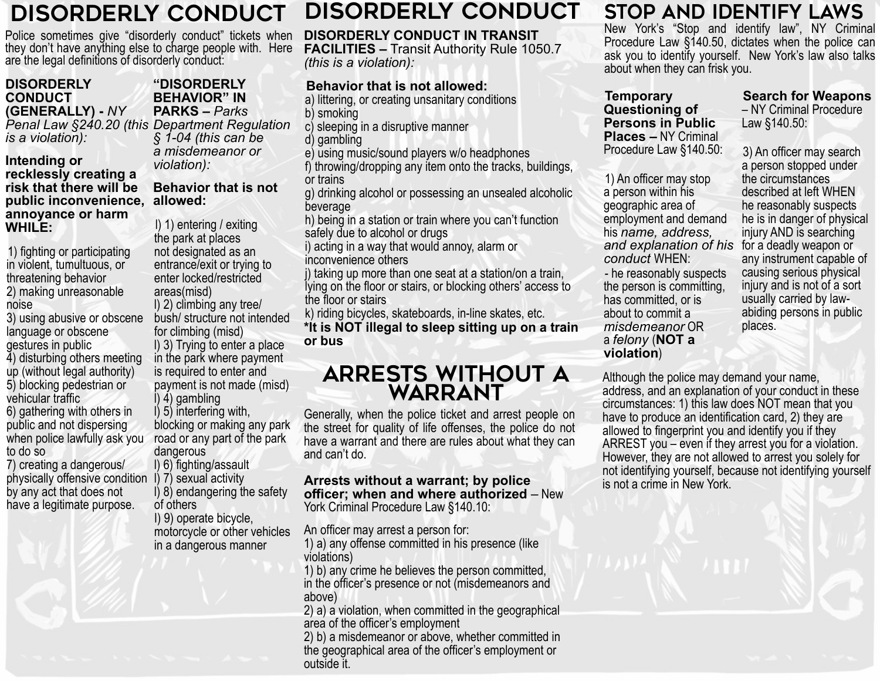# DISORDERLY CONDUCT

Police sometimes give "disorderly conduct" tickets when they don't have anything else to charge people with. Here are the legal definitions of disorderly conduct:

### DISORDERLY CONDUCT (GENERALLY) - *NY Penal Law §240.20 (this is a violation):*

**Intending or recklessly creating a risk that there will be public inconvenience, annoyance or harm WHILE:**

1) fighting or participating in violent, tumultuous, or threatening behavior
2) making unreasonable noise
3) using abusive or obscene language or obscene gestures in public
4) disturbing others meeting up (without legal authority)
5) blocking pedestrian or vehicular traffic
6) gathering with others in public and not dispersing when police lawfully ask you to do so
7) creating a dangerous/ physically offensive condition by any act that does not have a legitimate purpose.

### "DISORDERLY BEHAVIOR" IN PARKS – *Parks Department Regulation § 1-04 (this can be a misdemeanor or violation):*

**Behavior that is not allowed:**

I) 1) entering / exiting the park at places not designated as an entrance/exit or trying to enter locked/restricted areas(misd)
I) 2) climbing any tree/ bush/ structure not intended for climbing (misd)
I) 3) Trying to enter a place in the park where payment is required to enter and payment is not made (misd)
I) 4) gambling
I) 5) interfering with, blocking or making any park road or any part of the park dangerous
I) 6) fighting/assault
I) 7) sexual activity
I) 8) endangering the safety of others
I) 9) operate bicycle, motorcycle or other vehicles in a dangerous manner

# DISORDERLY CONDUCT

### DISORDERLY CONDUCT IN TRANSIT FACILITIES – Transit Authority Rule 1050.7 *(this is a violation):*

**Behavior that is not allowed:**

a) littering, or creating unsanitary conditions
b) smoking
c) sleeping in a disruptive manner
d) gambling
e) using music/sound players w/o headphones
f) throwing/dropping any item onto the tracks, buildings, or trains
g) drinking alcohol or possessing an unsealed alcoholic beverage
h) being in a station or train where you can't function safely due to alcohol or drugs
i) acting in a way that would annoy, alarm or inconvenience others
j) taking up more than one seat at a station/on a train, lying on the floor or stairs, or blocking others' access to the floor or stairs
k) riding bicycles, skateboards, in-line skates, etc.

**\*It is NOT illegal to sleep sitting up on a train or bus**

# ARRESTS WITHOUT A WARRANT

Generally, when the police ticket and arrest people on the street for quality of life offenses, the police do not have a warrant and there are rules about what they can and can't do.

**Arrests without a warrant; by police officer; when and where authorized** – New York Criminal Procedure Law §140.10:

An officer may arrest a person for:
1) a) any offense committed in his presence (like violations)
1) b) any crime he believes the person committed, in the officer's presence or not (misdemeanors and above)
2) a) a violation, when committed in the geographical area of the officer's employment
2) b) a misdemeanor or above, whether committed in the geographical area of the officer's employment or outside it.

# STOP AND IDENTIFY LAWS

New York's "Stop and identify law", NY Criminal Procedure Law §140.50, dictates when the police can ask you to identify yourself. New York's law also talks about when they can frisk you.

### Temporary Questioning of Persons in Public Places – NY Criminal Procedure Law §140.50:

1) An officer may stop a person within his geographic area of employment and demand his *name, address, and explanation of his conduct* WHEN:
- he reasonably suspects the person is committing, has committed, or is about to commit a *misdemeanor* OR a *felony* (**NOT a violation**)

### Search for Weapons – NY Criminal Procedure Law §140.50:

3) An officer may search a person stopped under the circumstances described at left WHEN he reasonably suspects he is in danger of physical injury AND is searching for a deadly weapon or any instrument capable of causing serious physical injury and is not of a sort usually carried by law-abiding persons in public places.

Although the police may demand your name, address, and an explanation of your conduct in these circumstances: 1) this law does NOT mean that you have to produce an identification card, 2) they are allowed to fingerprint you and identify you if they ARREST you – even if they arrest you for a violation. However, they are not allowed to arrest you solely for not identifying yourself, because not identifying yourself is not a crime in New York.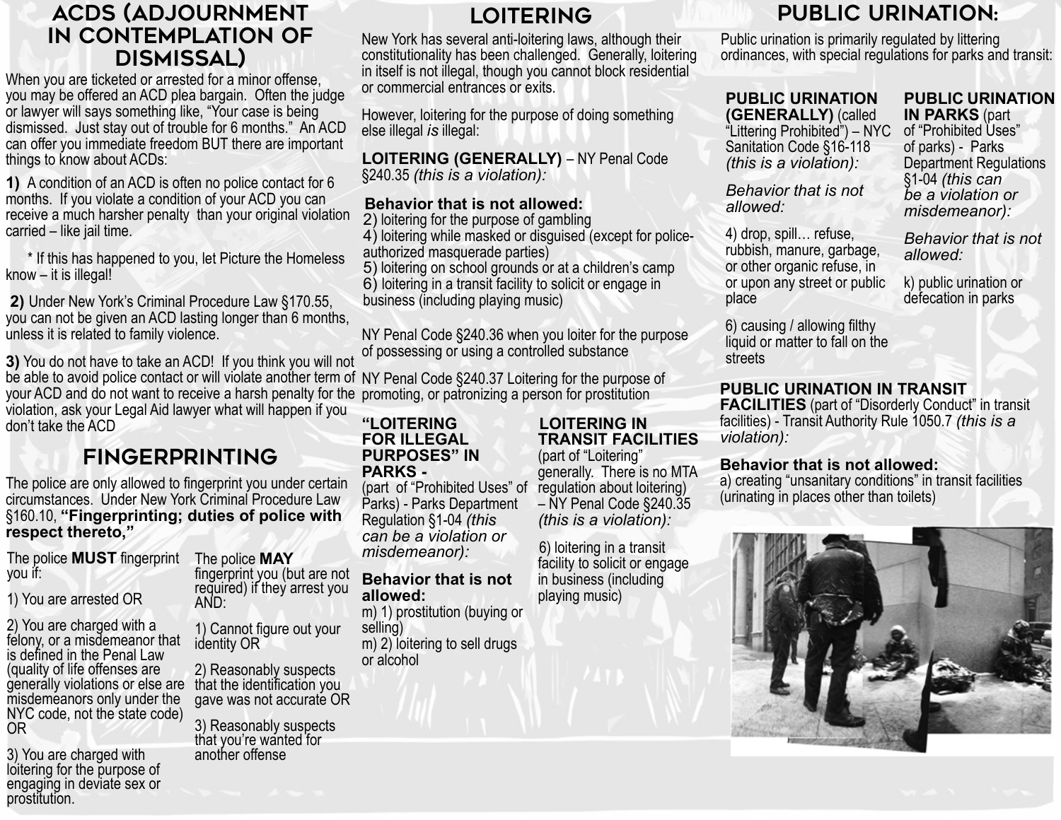# ACDS (ADJOURNMENT IN CONTEMPLATION OF DISMISSAL)

When you are ticketed or arrested for a minor offense, you may be offered an ACD plea bargain. Often the judge or lawyer will says something like, "Your case is being dismissed. Just stay out of trouble for 6 months." An ACD can offer you immediate freedom BUT there are important things to know about ACDs:

**1)** A condition of an ACD is often no police contact for 6 months. If you violate a condition of your ACD you can receive a much harsher penalty than your original violation carried – like jail time.

\* If this has happened to you, let Picture the Homeless know – it is illegal!

**2)** Under New York's Criminal Procedure Law §170.55, you can not be given an ACD lasting longer than 6 months, unless it is related to family violence.

**3)** You do not have to take an ACD! If you think you will not be able to avoid police contact or will violate another term of your ACD and do not want to receive a harsh penalty for the violation, ask your Legal Aid lawyer what will happen if you don't take the ACD

# FINGERPRINTING

The police are only allowed to fingerprint you under certain circumstances. Under New York Criminal Procedure Law §160.10, **"Fingerprinting; duties of police with respect thereto,"**

The police **MUST** fingerprint you if:

1) You are arrested OR

2) You are charged with a felony, or a misdemeanor that is defined in the Penal Law (quality of life offenses are generally violations or else are misdemeanors only under the NYC code, not the state code) OR

3) You are charged with loitering for the purpose of engaging in deviate sex or prostitution.

The police **MAY** fingerprint you (but are not required) if they arrest you AND:

1) Cannot figure out your identity OR

2) Reasonably suspects that the identification you gave was not accurate OR

3) Reasonably suspects that you're wanted for another offense

# LOITERING

New York has several anti-loitering laws, although their constitutionality has been challenged. Generally, loitering in itself is not illegal, though you cannot block residential or commercial entrances or exits.

However, loitering for the purpose of doing something else illegal *is* illegal:

**LOITERING (GENERALLY)** – NY Penal Code §240.35 *(this is a violation):*

**Behavior that is not allowed:**
2) loitering for the purpose of gambling
4) loitering while masked or disguised (except for police-authorized masquerade parties)
5) loitering on school grounds or at a children's camp
6) loitering in a transit facility to solicit or engage in business (including playing music)

NY Penal Code §240.36 when you loiter for the purpose of possessing or using a controlled substance

NY Penal Code §240.37 Loitering for the purpose of promoting, or patronizing a person for prostitution

**"LOITERING FOR ILLEGAL PURPOSES" IN PARKS -** (part of "Prohibited Uses" of Parks) - Parks Department Regulation §1-04 *(this can be a violation or misdemeanor):*

**Behavior that is not allowed:**
m) 1) prostitution (buying or selling)
m) 2) loitering to sell drugs or alcohol

**LOITERING IN TRANSIT FACILITIES** (part of "Loitering" generally. There is no MTA regulation about loitering) – NY Penal Code §240.35 *(this is a violation):*

6) loitering in a transit facility to solicit or engage in business (including playing music)

# PUBLIC URINATION:

Public urination is primarily regulated by littering ordinances, with special regulations for parks and transit:

**PUBLIC URINATION (GENERALLY)** (called "Littering Prohibited") – NYC Sanitation Code §16-118 *(this is a violation):*

*Behavior that is not allowed:*

4) drop, spill… refuse, rubbish, manure, garbage, or other organic refuse, in or upon any street or public place

6) causing / allowing filthy liquid or matter to fall on the streets

**PUBLIC URINATION IN PARKS** (part of "Prohibited Uses" of parks) - Parks Department Regulations §1-04 *(this can be a violation or misdemeanor):*

*Behavior that is not allowed:*

k) public urination or defecation in parks

**PUBLIC URINATION IN TRANSIT FACILITIES** (part of "Disorderly Conduct" in transit facilities) - Transit Authority Rule 1050.7 *(this is a violation):*

**Behavior that is not allowed:**
a) creating "unsanitary conditions" in transit facilities (urinating in places other than toilets)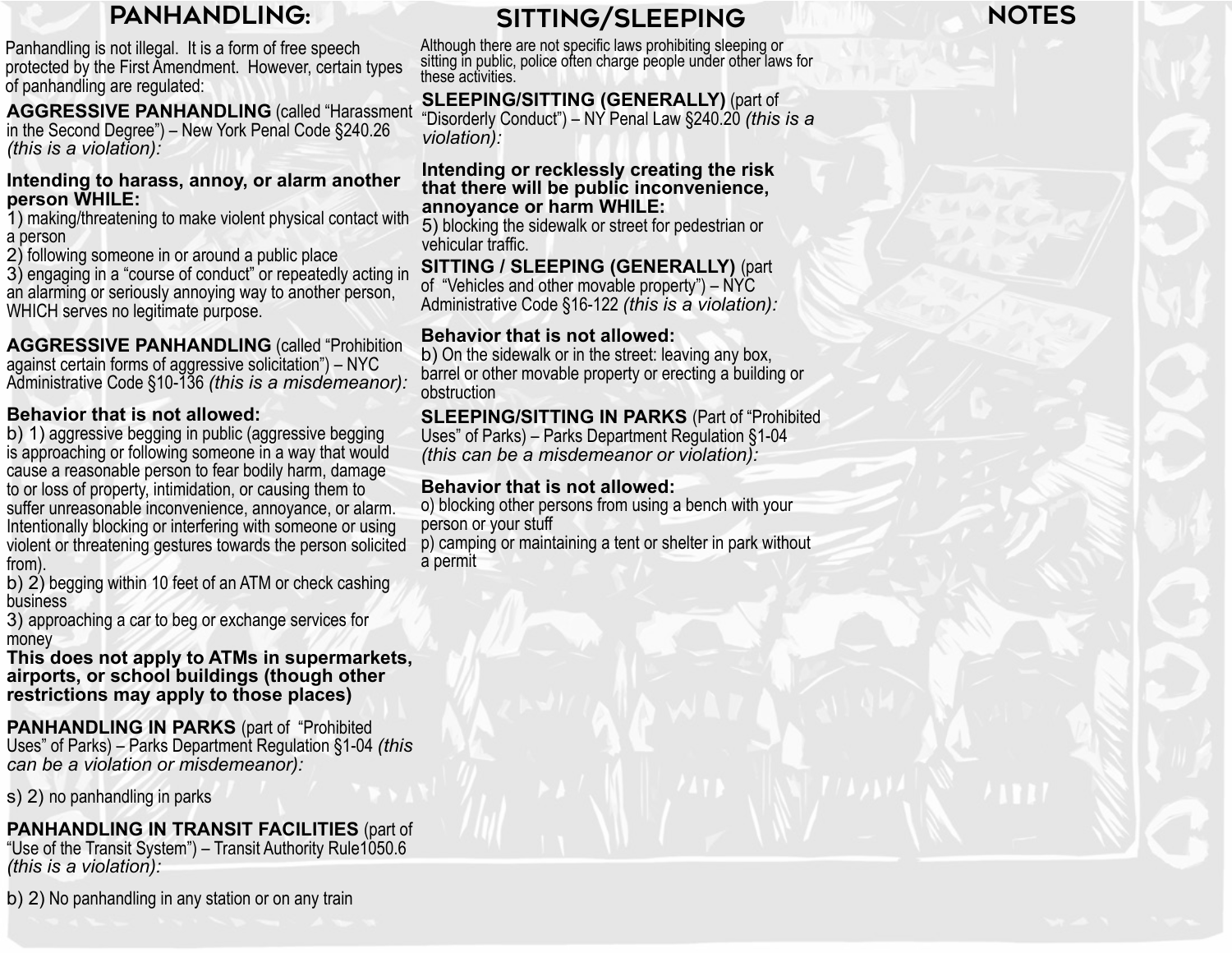## PANHANDLING:

Panhandling is not illegal. It is a form of free speech protected by the First Amendment. However, certain types of panhandling are regulated:

**AGGRESSIVE PANHANDLING** (called "Harassment in the Second Degree") – New York Penal Code §240.26 *(this is a violation):*

**Intending to harass, annoy, or alarm another person WHILE:**

1) making/threatening to make violent physical contact with a person
2) following someone in or around a public place
3) engaging in a "course of conduct" or repeatedly acting in an alarming or seriously annoying way to another person, WHICH serves no legitimate purpose.

**AGGRESSIVE PANHANDLING** (called "Prohibition against certain forms of aggressive solicitation") – NYC Administrative Code §10-136 *(this is a misdemeanor):*

**Behavior that is not allowed:**

b) 1) aggressive begging in public (aggressive begging is approaching or following someone in a way that would cause a reasonable person to fear bodily harm, damage to or loss of property, intimidation, or causing them to suffer unreasonable inconvenience, annoyance, or alarm. Intentionally blocking or interfering with someone or using violent or threatening gestures towards the person solicited from).
b) 2) begging within 10 feet of an ATM or check cashing business
3) approaching a car to beg or exchange services for money

**This does not apply to ATMs in supermarkets, airports, or school buildings (though other restrictions may apply to those places)**

**PANHANDLING IN PARKS** (part of "Prohibited Uses" of Parks) – Parks Department Regulation §1-04 *(this can be a violation or misdemeanor):*

s) 2) no panhandling in parks

**PANHANDLING IN TRANSIT FACILITIES** (part of "Use of the Transit System") – Transit Authority Rule1050.6 *(this is a violation):*

b) 2) No panhandling in any station or on any train

## SITTING/SLEEPING

Although there are not specific laws prohibiting sleeping or sitting in public, police often charge people under other laws for these activities.

**SLEEPING/SITTING (GENERALLY)** (part of "Disorderly Conduct") – NY Penal Law §240.20 *(this is a violation):*

**Intending or recklessly creating the risk that there will be public inconvenience, annoyance or harm WHILE:**

5) blocking the sidewalk or street for pedestrian or vehicular traffic.

**SITTING / SLEEPING (GENERALLY)** (part of "Vehicles and other movable property") – NYC Administrative Code §16-122 *(this is a violation):*

**Behavior that is not allowed:**

b) On the sidewalk or in the street: leaving any box, barrel or other movable property or erecting a building or obstruction

**SLEEPING/SITTING IN PARKS** (Part of "Prohibited Uses" of Parks) – Parks Department Regulation §1-04 *(this can be a misdemeanor or violation):*

**Behavior that is not allowed:**

o) blocking other persons from using a bench with your person or your stuff
p) camping or maintaining a tent or shelter in park without a permit

## NOTES